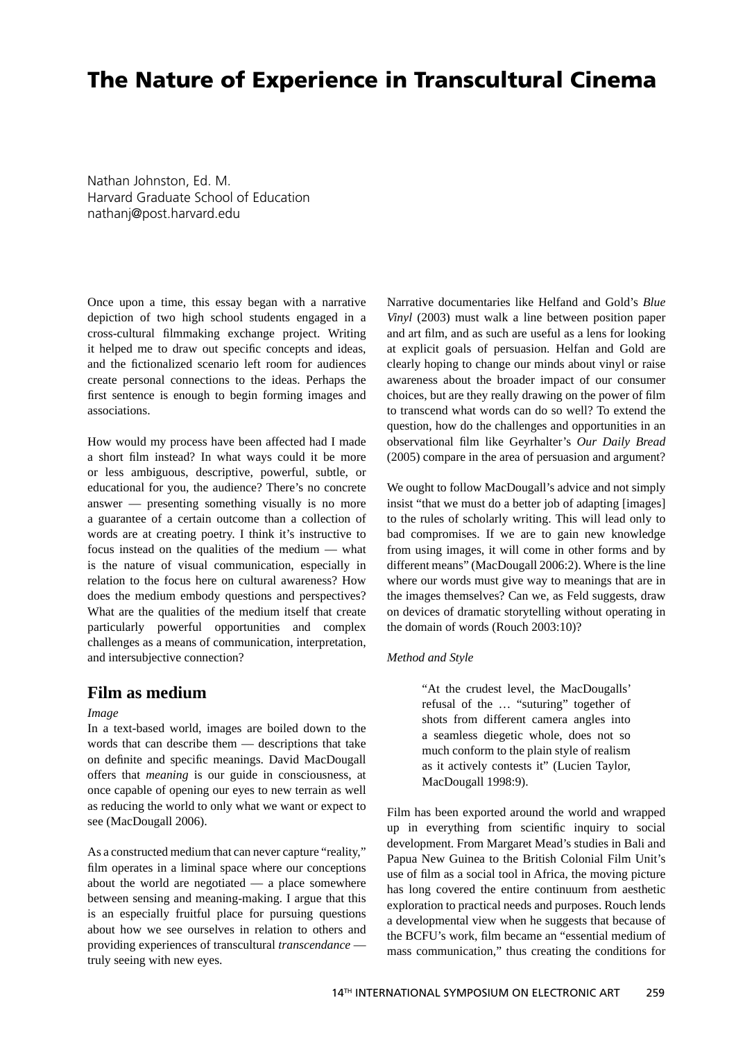// The Nature of Experience in Transcultural Cinema

Nathan Johnston, Ed. M.
Harvard Graduate School of Education
nathanj@post.harvard.edu

Once upon a time, this essay began with a narrative depiction of two high school students engaged in a cross-cultural filmmaking exchange project. Writing it helped me to draw out specific concepts and ideas, and the fictionalized scenario left room for audiences create personal connections to the ideas. Perhaps the first sentence is enough to begin forming images and associations.

How would my process have been affected had I made a short film instead? In what ways could it be more or less ambiguous, descriptive, powerful, subtle, or educational for you, the audience? There's no concrete answer — presenting something visually is no more a guarantee of a certain outcome than a collection of words are at creating poetry. I think it's instructive to focus instead on the qualities of the medium — what is the nature of visual communication, especially in relation to the focus here on cultural awareness? How does the medium embody questions and perspectives? What are the qualities of the medium itself that create particularly powerful opportunities and complex challenges as a means of communication, interpretation, and intersubjective connection?

## Film as medium

*Image*

In a text-based world, images are boiled down to the words that can describe them — descriptions that take on definite and specific meanings. David MacDougall offers that *meaning* is our guide in consciousness, at once capable of opening our eyes to new terrain as well as reducing the world to only what we want or expect to see (MacDougall 2006).

As a constructed medium that can never capture "reality," film operates in a liminal space where our conceptions about the world are negotiated — a place somewhere between sensing and meaning-making. I argue that this is an especially fruitful place for pursuing questions about how we see ourselves in relation to others and providing experiences of transcultural *transcendance* — truly seeing with new eyes.

Narrative documentaries like Helfand and Gold's *Blue Vinyl* (2003) must walk a line between position paper and art film, and as such are useful as a lens for looking at explicit goals of persuasion. Helfan and Gold are clearly hoping to change our minds about vinyl or raise awareness about the broader impact of our consumer choices, but are they really drawing on the power of film to transcend what words can do so well? To extend the question, how do the challenges and opportunities in an observational film like Geyrhalter's *Our Daily Bread* (2005) compare in the area of persuasion and argument?

We ought to follow MacDougall's advice and not simply insist "that we must do a better job of adapting [images] to the rules of scholarly writing. This will lead only to bad compromises. If we are to gain new knowledge from using images, it will come in other forms and by different means" (MacDougall 2006:2). Where is the line where our words must give way to meanings that are in the images themselves? Can we, as Feld suggests, draw on devices of dramatic storytelling without operating in the domain of words (Rouch 2003:10)?

*Method and Style*

> "At the crudest level, the MacDougalls' refusal of the … "suturing" together of shots from different camera angles into a seamless diegetic whole, does not so much conform to the plain style of realism as it actively contests it" (Lucien Taylor, MacDougall 1998:9).

Film has been exported around the world and wrapped up in everything from scientific inquiry to social development. From Margaret Mead's studies in Bali and Papua New Guinea to the British Colonial Film Unit's use of film as a social tool in Africa, the moving picture has long covered the entire continuum from aesthetic exploration to practical needs and purposes. Rouch lends a developmental view when he suggests that because of the BCFU's work, film became an "essential medium of mass communication," thus creating the conditions for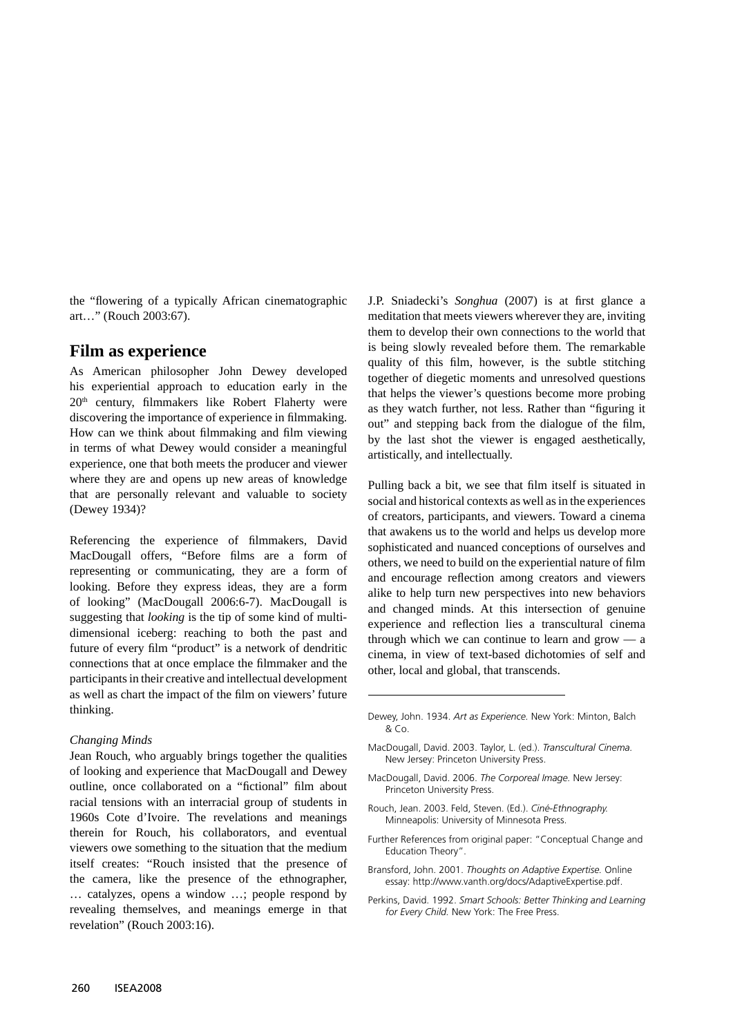the "flowering of a typically African cinematographic art…" (Rouch 2003:67).

## Film as experience

As American philosopher John Dewey developed his experiential approach to education early in the 20th century, filmmakers like Robert Flaherty were discovering the importance of experience in filmmaking. How can we think about filmmaking and film viewing in terms of what Dewey would consider a meaningful experience, one that both meets the producer and viewer where they are and opens up new areas of knowledge that are personally relevant and valuable to society (Dewey 1934)?

Referencing the experience of filmmakers, David MacDougall offers, "Before films are a form of representing or communicating, they are a form of looking. Before they express ideas, they are a form of looking" (MacDougall 2006:6-7). MacDougall is suggesting that *looking* is the tip of some kind of multi-dimensional iceberg: reaching to both the past and future of every film "product" is a network of dendritic connections that at once emplace the filmmaker and the participants in their creative and intellectual development as well as chart the impact of the film on viewers' future thinking.

### *Changing Minds*

Jean Rouch, who arguably brings together the qualities of looking and experience that MacDougall and Dewey outline, once collaborated on a "fictional" film about racial tensions with an interracial group of students in 1960s Cote d'Ivoire. The revelations and meanings therein for Rouch, his collaborators, and eventual viewers owe something to the situation that the medium itself creates: "Rouch insisted that the presence of the camera, like the presence of the ethnographer, … catalyzes, opens a window …; people respond by revealing themselves, and meanings emerge in that revelation" (Rouch 2003:16).

J.P. Sniadecki's *Songhua* (2007) is at first glance a meditation that meets viewers wherever they are, inviting them to develop their own connections to the world that is being slowly revealed before them. The remarkable quality of this film, however, is the subtle stitching together of diegetic moments and unresolved questions that helps the viewer's questions become more probing as they watch further, not less. Rather than "figuring it out" and stepping back from the dialogue of the film, by the last shot the viewer is engaged aesthetically, artistically, and intellectually.

Pulling back a bit, we see that film itself is situated in social and historical contexts as well as in the experiences of creators, participants, and viewers. Toward a cinema that awakens us to the world and helps us develop more sophisticated and nuanced conceptions of ourselves and others, we need to build on the experiential nature of film and encourage reflection among creators and viewers alike to help turn new perspectives into new behaviors and changed minds. At this intersection of genuine experience and reflection lies a transcultural cinema through which we can continue to learn and grow — a cinema, in view of text-based dichotomies of self and other, local and global, that transcends.

---

Dewey, John. 1934. *Art as Experience.* New York: Minton, Balch & Co.

MacDougall, David. 2003. Taylor, L. (ed.). *Transcultural Cinema.* New Jersey: Princeton University Press.

MacDougall, David. 2006. *The Corporeal Image.* New Jersey: Princeton University Press.

Rouch, Jean. 2003. Feld, Steven. (Ed.). *Ciné-Ethnography.* Minneapolis: University of Minnesota Press.

Further References from original paper: "Conceptual Change and Education Theory".

Bransford, John. 2001. *Thoughts on Adaptive Expertise.* Online essay: http://www.vanth.org/docs/AdaptiveExpertise.pdf.

Perkins, David. 1992. *Smart Schools: Better Thinking and Learning for Every Child.* New York: The Free Press.